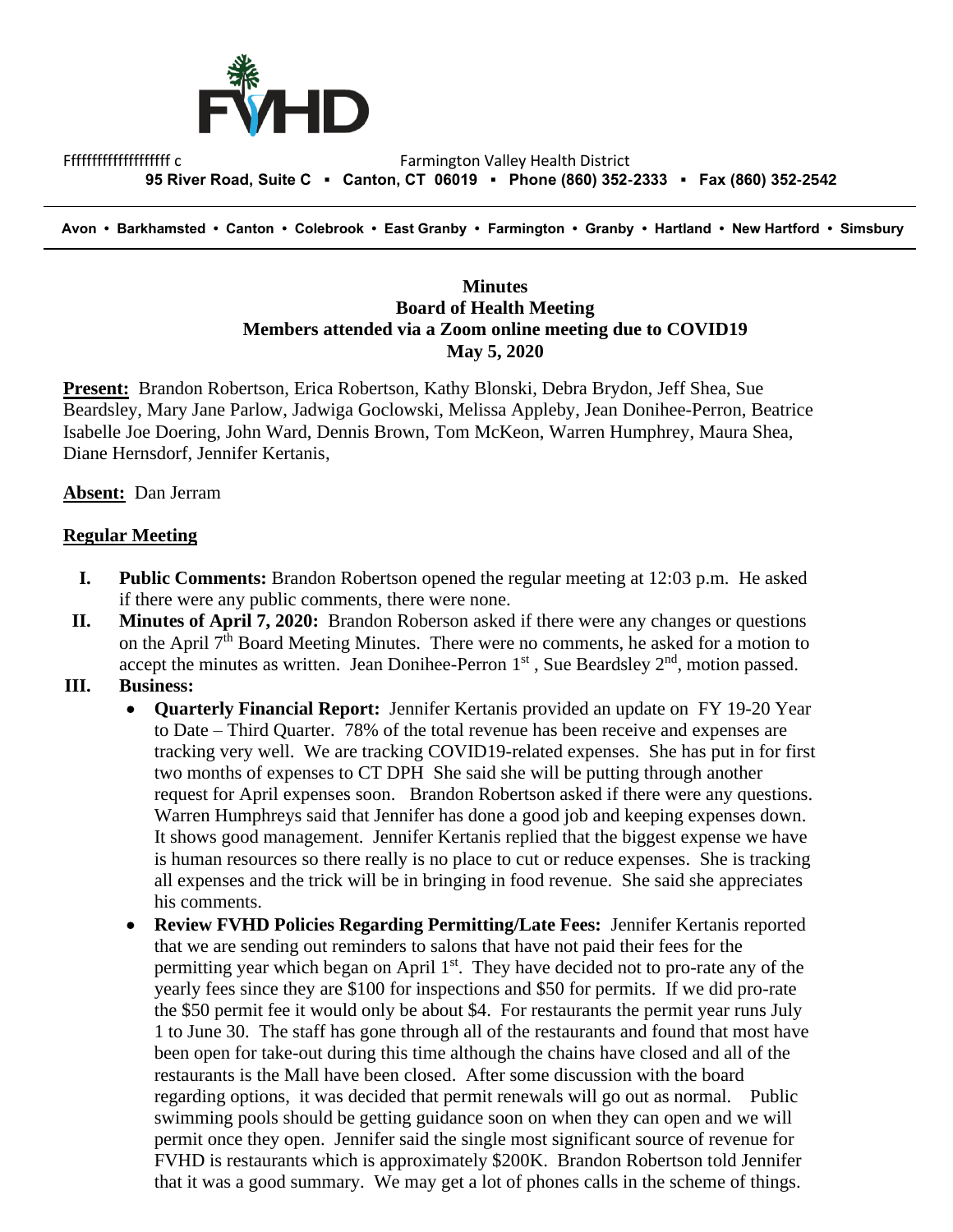Fffffffffffffffffff c Farmington Valley Health District

**95 River Road, Suite C ▪ Canton, CT 06019 ▪ Phone (860) 352-2333 ▪ Fax (860) 352-2542**

**Avon • Barkhamsted • Canton • Colebrook • East Granby • Farmington • Granby • Hartland • New Hartford • Simsbury**

**Minutes**
**Board of Health Meeting**
**Members attended via a Zoom online meeting due to COVID19**
**May 5, 2020**

**Present:** Brandon Robertson, Erica Robertson, Kathy Blonski, Debra Brydon, Jeff Shea, Sue Beardsley, Mary Jane Parlow, Jadwiga Goclowski, Melissa Appleby, Jean Donihee-Perron, Beatrice Isabelle Joe Doering, John Ward, Dennis Brown, Tom McKeon, Warren Humphrey, Maura Shea, Diane Hernsdorf, Jennifer Kertanis,

**Absent:** Dan Jerram

**Regular Meeting**

I. **Public Comments:** Brandon Robertson opened the regular meeting at 12:03 p.m. He asked if there were any public comments, there were none.

II. **Minutes of April 7, 2020:** Brandon Roberson asked if there were any changes or questions on the April 7th Board Meeting Minutes. There were no comments, he asked for a motion to accept the minutes as written. Jean Donihee-Perron 1st , Sue Beardsley 2nd, motion passed.

III. **Business:**

- **Quarterly Financial Report:** Jennifer Kertanis provided an update on FY 19-20 Year to Date – Third Quarter. 78% of the total revenue has been receive and expenses are tracking very well. We are tracking COVID19-related expenses. She has put in for first two months of expenses to CT DPH She said she will be putting through another request for April expenses soon. Brandon Robertson asked if there were any questions. Warren Humphreys said that Jennifer has done a good job and keeping expenses down. It shows good management. Jennifer Kertanis replied that the biggest expense we have is human resources so there really is no place to cut or reduce expenses. She is tracking all expenses and the trick will be in bringing in food revenue. She said she appreciates his comments.
- **Review FVHD Policies Regarding Permitting/Late Fees:** Jennifer Kertanis reported that we are sending out reminders to salons that have not paid their fees for the permitting year which began on April 1st. They have decided not to pro-rate any of the yearly fees since they are \$100 for inspections and \$50 for permits. If we did pro-rate the \$50 permit fee it would only be about \$4. For restaurants the permit year runs July 1 to June 30. The staff has gone through all of the restaurants and found that most have been open for take-out during this time although the chains have closed and all of the restaurants is the Mall have been closed. After some discussion with the board regarding options, it was decided that permit renewals will go out as normal. Public swimming pools should be getting guidance soon on when they can open and we will permit once they open. Jennifer said the single most significant source of revenue for FVHD is restaurants which is approximately \$200K. Brandon Robertson told Jennifer that it was a good summary. We may get a lot of phones calls in the scheme of things.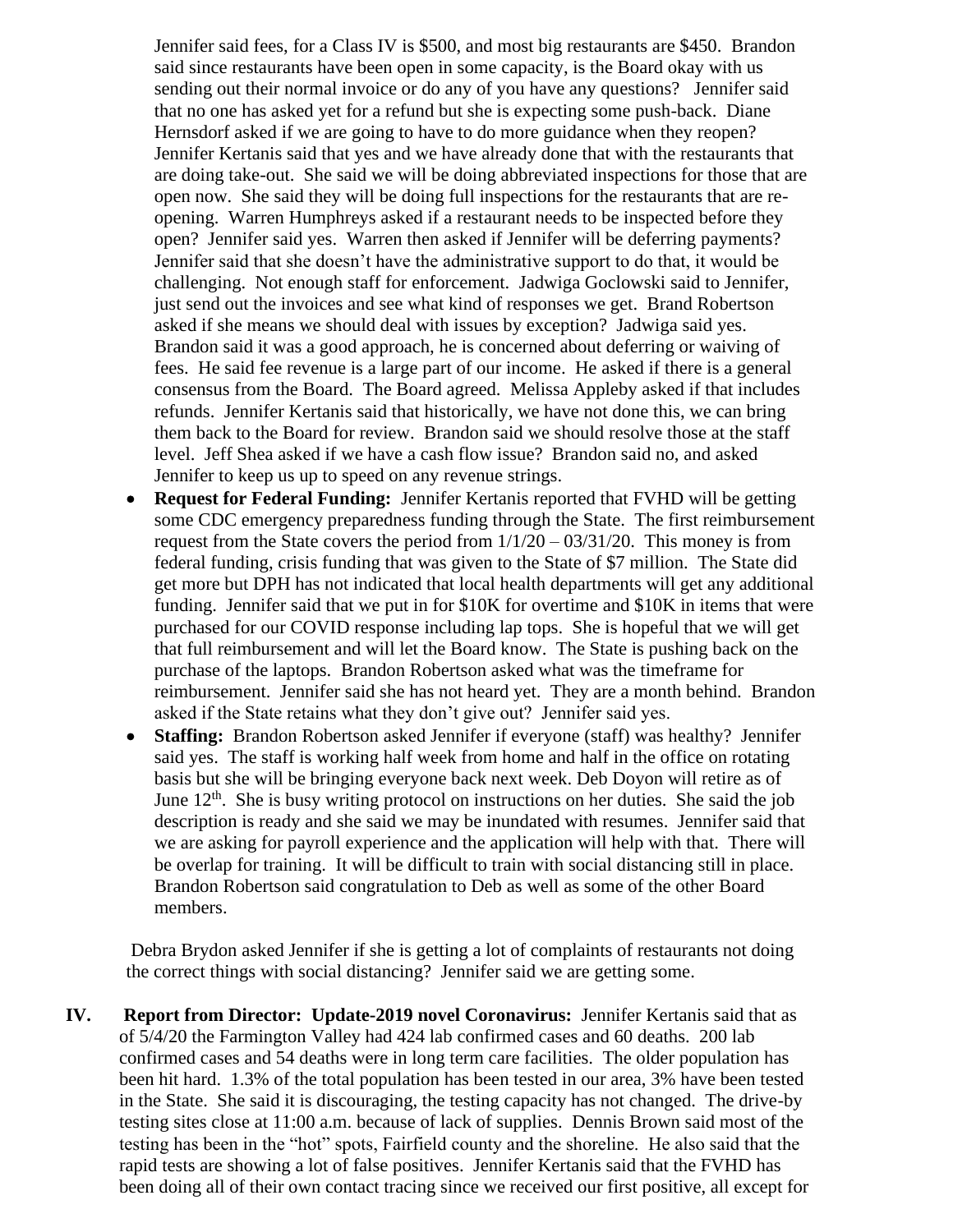Jennifer said fees, for a Class IV is $500, and most big restaurants are $450. Brandon said since restaurants have been open in some capacity, is the Board okay with us sending out their normal invoice or do any of you have any questions? Jennifer said that no one has asked yet for a refund but she is expecting some push-back. Diane Hernsdorf asked if we are going to have to do more guidance when they reopen? Jennifer Kertanis said that yes and we have already done that with the restaurants that are doing take-out. She said we will be doing abbreviated inspections for those that are open now. She said they will be doing full inspections for the restaurants that are re-opening. Warren Humphreys asked if a restaurant needs to be inspected before they open? Jennifer said yes. Warren then asked if Jennifer will be deferring payments? Jennifer said that she doesn't have the administrative support to do that, it would be challenging. Not enough staff for enforcement. Jadwiga Goclowski said to Jennifer, just send out the invoices and see what kind of responses we get. Brand Robertson asked if she means we should deal with issues by exception? Jadwiga said yes. Brandon said it was a good approach, he is concerned about deferring or waiving of fees. He said fee revenue is a large part of our income. He asked if there is a general consensus from the Board. The Board agreed. Melissa Appleby asked if that includes refunds. Jennifer Kertanis said that historically, we have not done this, we can bring them back to the Board for review. Brandon said we should resolve those at the staff level. Jeff Shea asked if we have a cash flow issue? Brandon said no, and asked Jennifer to keep us up to speed on any revenue strings.

- **Request for Federal Funding:** Jennifer Kertanis reported that FVHD will be getting some CDC emergency preparedness funding through the State. The first reimbursement request from the State covers the period from 1/1/20 – 03/31/20. This money is from federal funding, crisis funding that was given to the State of $7 million. The State did get more but DPH has not indicated that local health departments will get any additional funding. Jennifer said that we put in for $10K for overtime and $10K in items that were purchased for our COVID response including lap tops. She is hopeful that we will get that full reimbursement and will let the Board know. The State is pushing back on the purchase of the laptops. Brandon Robertson asked what was the timeframe for reimbursement. Jennifer said she has not heard yet. They are a month behind. Brandon asked if the State retains what they don't give out? Jennifer said yes.
- **Staffing:** Brandon Robertson asked Jennifer if everyone (staff) was healthy? Jennifer said yes. The staff is working half week from home and half in the office on rotating basis but she will be bringing everyone back next week. Deb Doyon will retire as of June 12th. She is busy writing protocol on instructions on her duties. She said the job description is ready and she said we may be inundated with resumes. Jennifer said that we are asking for payroll experience and the application will help with that. There will be overlap for training. It will be difficult to train with social distancing still in place. Brandon Robertson said congratulation to Deb as well as some of the other Board members.

Debra Brydon asked Jennifer if she is getting a lot of complaints of restaurants not doing the correct things with social distancing? Jennifer said we are getting some.

**IV. Report from Director: Update-2019 novel Coronavirus:** Jennifer Kertanis said that as of 5/4/20 the Farmington Valley had 424 lab confirmed cases and 60 deaths. 200 lab confirmed cases and 54 deaths were in long term care facilities. The older population has been hit hard. 1.3% of the total population has been tested in our area, 3% have been tested in the State. She said it is discouraging, the testing capacity has not changed. The drive-by testing sites close at 11:00 a.m. because of lack of supplies. Dennis Brown said most of the testing has been in the "hot" spots, Fairfield county and the shoreline. He also said that the rapid tests are showing a lot of false positives. Jennifer Kertanis said that the FVHD has been doing all of their own contact tracing since we received our first positive, all except for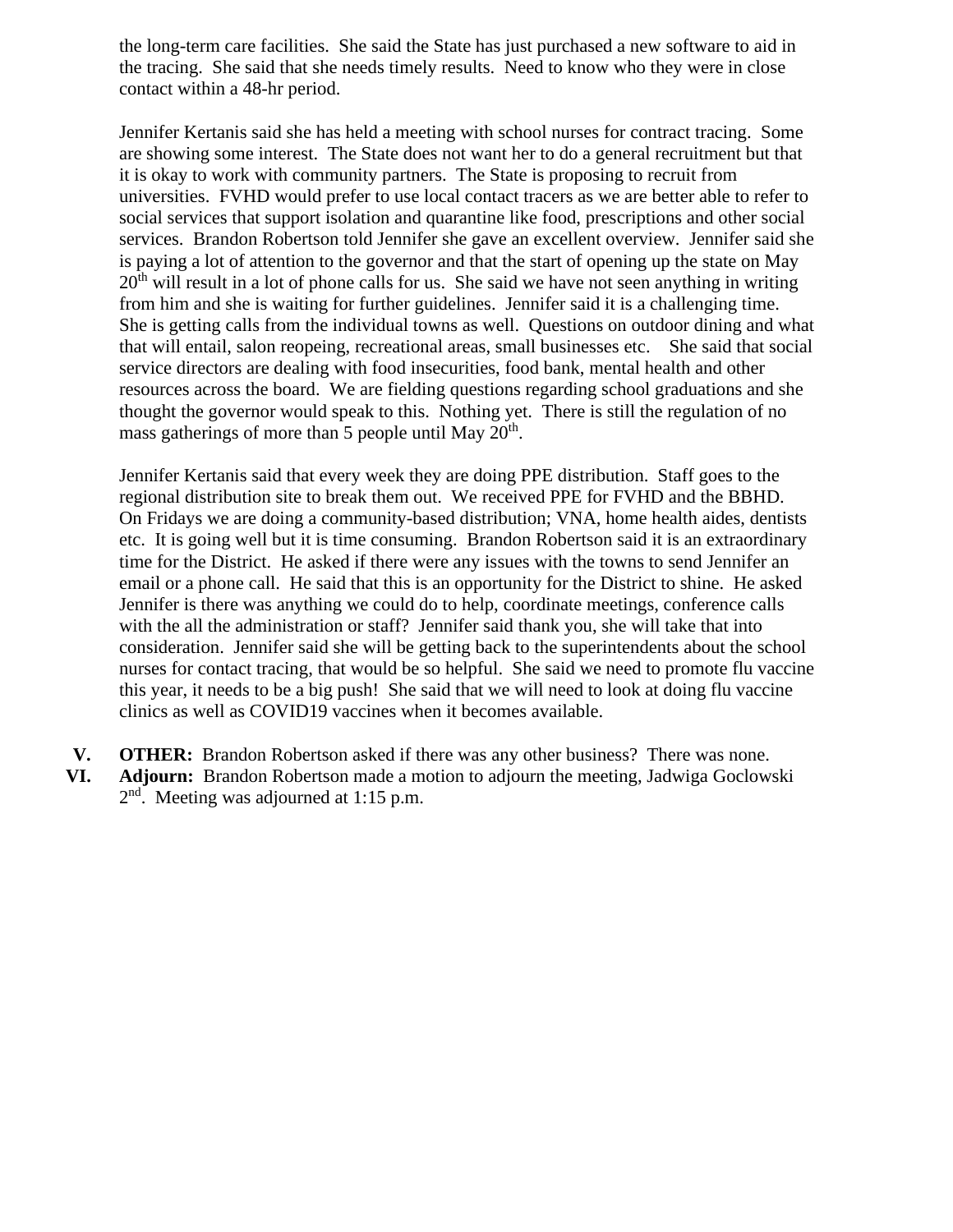the long-term care facilities. She said the State has just purchased a new software to aid in the tracing. She said that she needs timely results. Need to know who they were in close contact within a 48-hr period.

Jennifer Kertanis said she has held a meeting with school nurses for contract tracing. Some are showing some interest. The State does not want her to do a general recruitment but that it is okay to work with community partners. The State is proposing to recruit from universities. FVHD would prefer to use local contact tracers as we are better able to refer to social services that support isolation and quarantine like food, prescriptions and other social services. Brandon Robertson told Jennifer she gave an excellent overview. Jennifer said she is paying a lot of attention to the governor and that the start of opening up the state on May 20th will result in a lot of phone calls for us. She said we have not seen anything in writing from him and she is waiting for further guidelines. Jennifer said it is a challenging time. She is getting calls from the individual towns as well. Questions on outdoor dining and what that will entail, salon reopeing, recreational areas, small businesses etc. She said that social service directors are dealing with food insecurities, food bank, mental health and other resources across the board. We are fielding questions regarding school graduations and she thought the governor would speak to this. Nothing yet. There is still the regulation of no mass gatherings of more than 5 people until May 20th.

Jennifer Kertanis said that every week they are doing PPE distribution. Staff goes to the regional distribution site to break them out. We received PPE for FVHD and the BBHD. On Fridays we are doing a community-based distribution; VNA, home health aides, dentists etc. It is going well but it is time consuming. Brandon Robertson said it is an extraordinary time for the District. He asked if there were any issues with the towns to send Jennifer an email or a phone call. He said that this is an opportunity for the District to shine. He asked Jennifer is there was anything we could do to help, coordinate meetings, conference calls with the all the administration or staff? Jennifer said thank you, she will take that into consideration. Jennifer said she will be getting back to the superintendents about the school nurses for contact tracing, that would be so helpful. She said we need to promote flu vaccine this year, it needs to be a big push! She said that we will need to look at doing flu vaccine clinics as well as COVID19 vaccines when it becomes available.

**V. OTHER:** Brandon Robertson asked if there was any other business? There was none.

**VI. Adjourn:** Brandon Robertson made a motion to adjourn the meeting, Jadwiga Goclowski 2nd. Meeting was adjourned at 1:15 p.m.